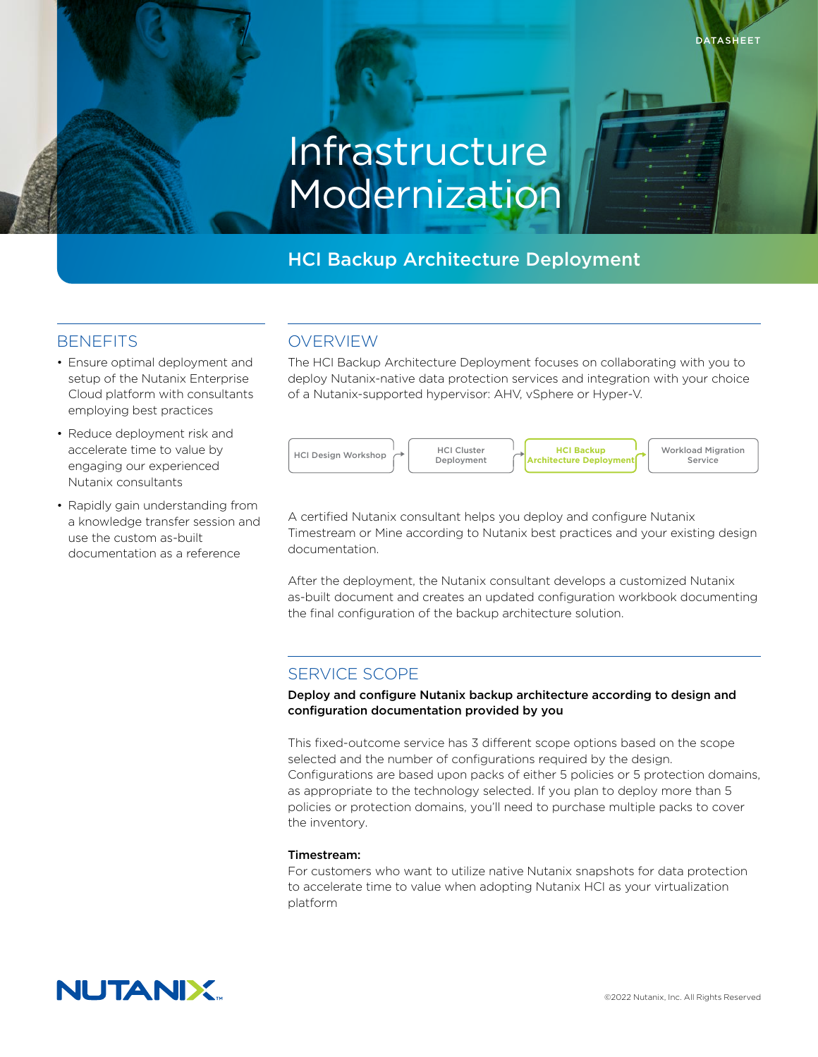DATASHEET

# Infrastructure Modernization

## HCI Backup Architecture Deployment

## BENEFITS

- Ensure optimal deployment and setup of the Nutanix Enterprise Cloud platform with consultants employing best practices
- Reduce deployment risk and accelerate time to value by engaging our experienced Nutanix consultants
- Rapidly gain understanding from a knowledge transfer session and use the custom as-built documentation as a reference

## OVERVIEW

The HCI Backup Architecture Deployment focuses on collaborating with you to deploy Nutanix-native data protection services and integration with your choice of a Nutanix-supported hypervisor: AHV, vSphere or Hyper-V.

HCI Design Workshop → HCI Cluster Deployment → **HCI Backup Architecture Deployment** → Workload Migration Service

A certified Nutanix consultant helps you deploy and configure Nutanix Timestream or Mine according to Nutanix best practices and your existing design documentation.

After the deployment, the Nutanix consultant develops a customized Nutanix as-built document and creates an updated configuration workbook documenting the final configuration of the backup architecture solution.

## SERVICE SCOPE

**Deploy and configure Nutanix backup architecture according to design and configuration documentation provided by you**

This fixed-outcome service has 3 different scope options based on the scope selected and the number of configurations required by the design. Configurations are based upon packs of either 5 policies or 5 protection domains, as appropriate to the technology selected. If you plan to deploy more than 5 policies or protection domains, you'll need to purchase multiple packs to cover the inventory.

**Timestream:**
For customers who want to utilize native Nutanix snapshots for data protection to accelerate time to value when adopting Nutanix HCI as your virtualization platform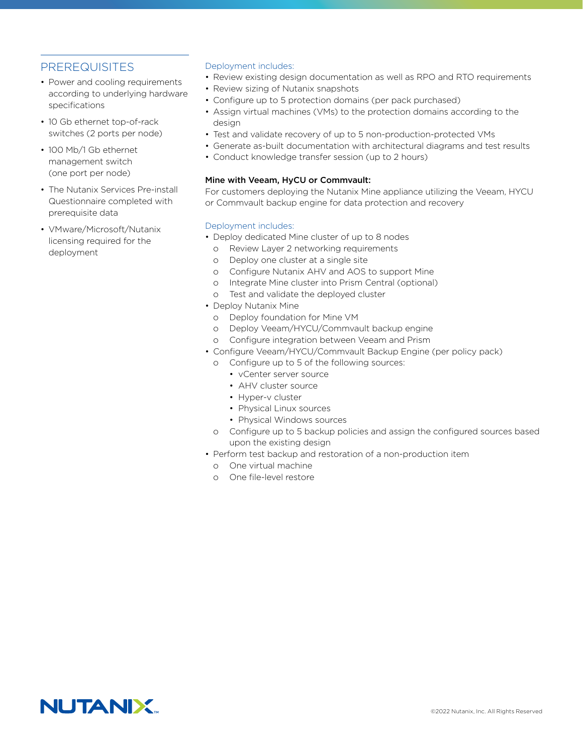## PREREQUISITES

- Power and cooling requirements according to underlying hardware specifications
- 10 Gb ethernet top-of-rack switches (2 ports per node)
- 100 Mb/1 Gb ethernet management switch (one port per node)
- The Nutanix Services Pre-install Questionnaire completed with prerequisite data
- VMware/Microsoft/Nutanix licensing required for the deployment

Deployment includes:

- Review existing design documentation as well as RPO and RTO requirements
- Review sizing of Nutanix snapshots
- Configure up to 5 protection domains (per pack purchased)
- Assign virtual machines (VMs) to the protection domains according to the design
- Test and validate recovery of up to 5 non-production-protected VMs
- Generate as-built documentation with architectural diagrams and test results
- Conduct knowledge transfer session (up to 2 hours)

**Mine with Veeam, HyCU or Commvault:**

For customers deploying the Nutanix Mine appliance utilizing the Veeam, HYCU or Commvault backup engine for data protection and recovery

Deployment includes:

- Deploy dedicated Mine cluster of up to 8 nodes
  - Review Layer 2 networking requirements
  - Deploy one cluster at a single site
  - Configure Nutanix AHV and AOS to support Mine
  - Integrate Mine cluster into Prism Central (optional)
  - Test and validate the deployed cluster
- Deploy Nutanix Mine
  - Deploy foundation for Mine VM
  - Deploy Veeam/HYCU/Commvault backup engine
  - Configure integration between Veeam and Prism
- Configure Veeam/HYCU/Commvault Backup Engine (per policy pack)
  - Configure up to 5 of the following sources:
    - vCenter server source
    - AHV cluster source
    - Hyper-v cluster
    - Physical Linux sources
    - Physical Windows sources
  - Configure up to 5 backup policies and assign the configured sources based upon the existing design
- Perform test backup and restoration of a non-production item
  - One virtual machine
  - One file-level restore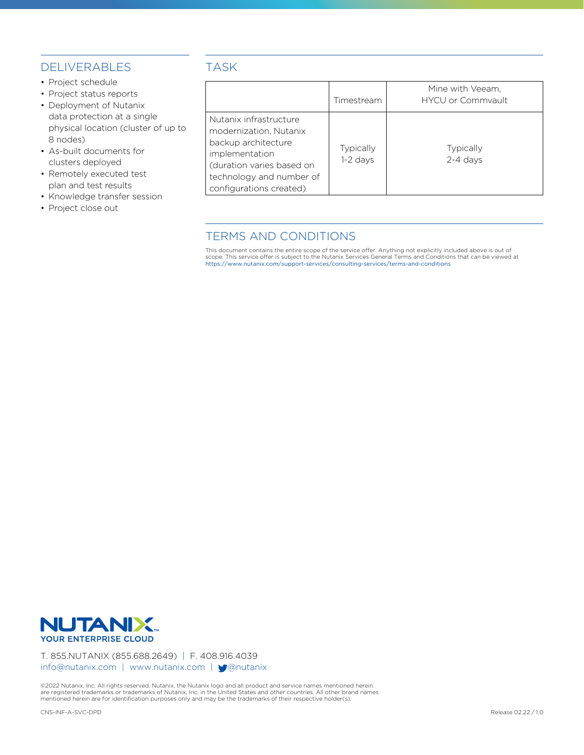## DELIVERABLES

- Project schedule
- Project status reports
- Deployment of Nutanix data protection at a single physical location (cluster of up to 8 nodes)
- As-built documents for clusters deployed
- Remotely executed test plan and test results
- Knowledge transfer session
- Project close out

## TASK

| | Timestream | Mine with Veeam, HYCU or Commvault |
|---|---|---|
| Nutanix infrastructure modernization, Nutanix backup architecture implementation (duration varies based on technology and number of configurations created) | Typically 1-2 days | Typically 2-4 days |

## TERMS AND CONDITIONS

This document contains the entire scope of the service offer. Anything not explicitly included above is out of scope. This service offer is subject to the Nutanix Services General Terms and Conditions that can be viewed at https://www.nutanix.com/support-services/consulting-services/terms-and-conditions

NUTANIX
YOUR ENTERPRISE CLOUD

T. 855.NUTANIX (855.688.2649) | F. 408.916.4039
info@nutanix.com | www.nutanix.com | @nutanix

©2022 Nutanix, Inc. All rights reserved. Nutanix, the Nutanix logo and all product and service names mentioned herein are registered trademarks or trademarks of Nutanix, Inc. in the United States and other countries. All other brand names mentioned herein are for identification purposes only and may be the trademarks of their respective holder(s).

CNS-INF-A-SVC-DPD

Release 02.22 / 1.0